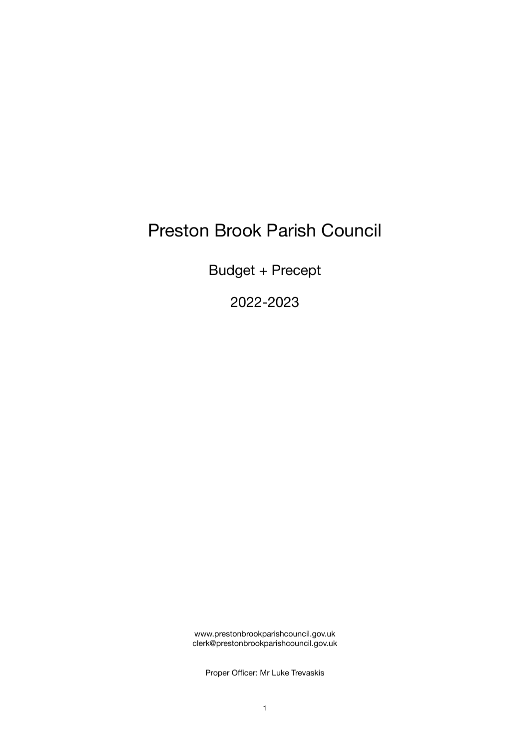# Preston Brook Parish Council

## Budget + Precept

## 2022-2023

www.prestonbrookparishcouncil.gov.uk
clerk@prestonbrookparishcouncil.gov.uk

Proper Officer: Mr Luke Trevaskis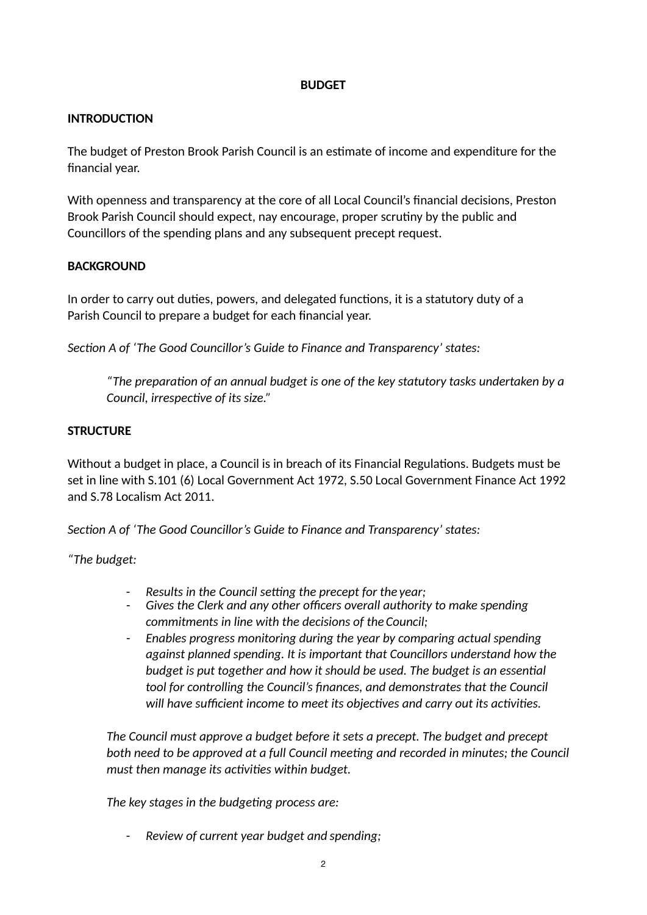**BUDGET**

**INTRODUCTION**

The budget of Preston Brook Parish Council is an estimate of income and expenditure for the financial year.

With openness and transparency at the core of all Local Council's financial decisions, Preston Brook Parish Council should expect, nay encourage, proper scrutiny by the public and Councillors of the spending plans and any subsequent precept request.

**BACKGROUND**

In order to carry out duties, powers, and delegated functions, it is a statutory duty of a Parish Council to prepare a budget for each financial year.

*Section A of 'The Good Councillor's Guide to Finance and Transparency' states:*

> *"The preparation of an annual budget is one of the key statutory tasks undertaken by a Council, irrespective of its size."*

**STRUCTURE**

Without a budget in place, a Council is in breach of its Financial Regulations. Budgets must be set in line with S.101 (6) Local Government Act 1972, S.50 Local Government Finance Act 1992 and S.78 Localism Act 2011.

*Section A of 'The Good Councillor's Guide to Finance and Transparency' states:*

*"The budget:*

- *Results in the Council setting the precept for the year;*
- *Gives the Clerk and any other officers overall authority to make spending commitments in line with the decisions of the Council;*
- *Enables progress monitoring during the year by comparing actual spending against planned spending. It is important that Councillors understand how the budget is put together and how it should be used. The budget is an essential tool for controlling the Council's finances, and demonstrates that the Council will have sufficient income to meet its objectives and carry out its activities.*

*The Council must approve a budget before it sets a precept. The budget and precept both need to be approved at a full Council meeting and recorded in minutes; the Council must then manage its activities within budget.*

*The key stages in the budgeting process are:*

- *Review of current year budget and spending;*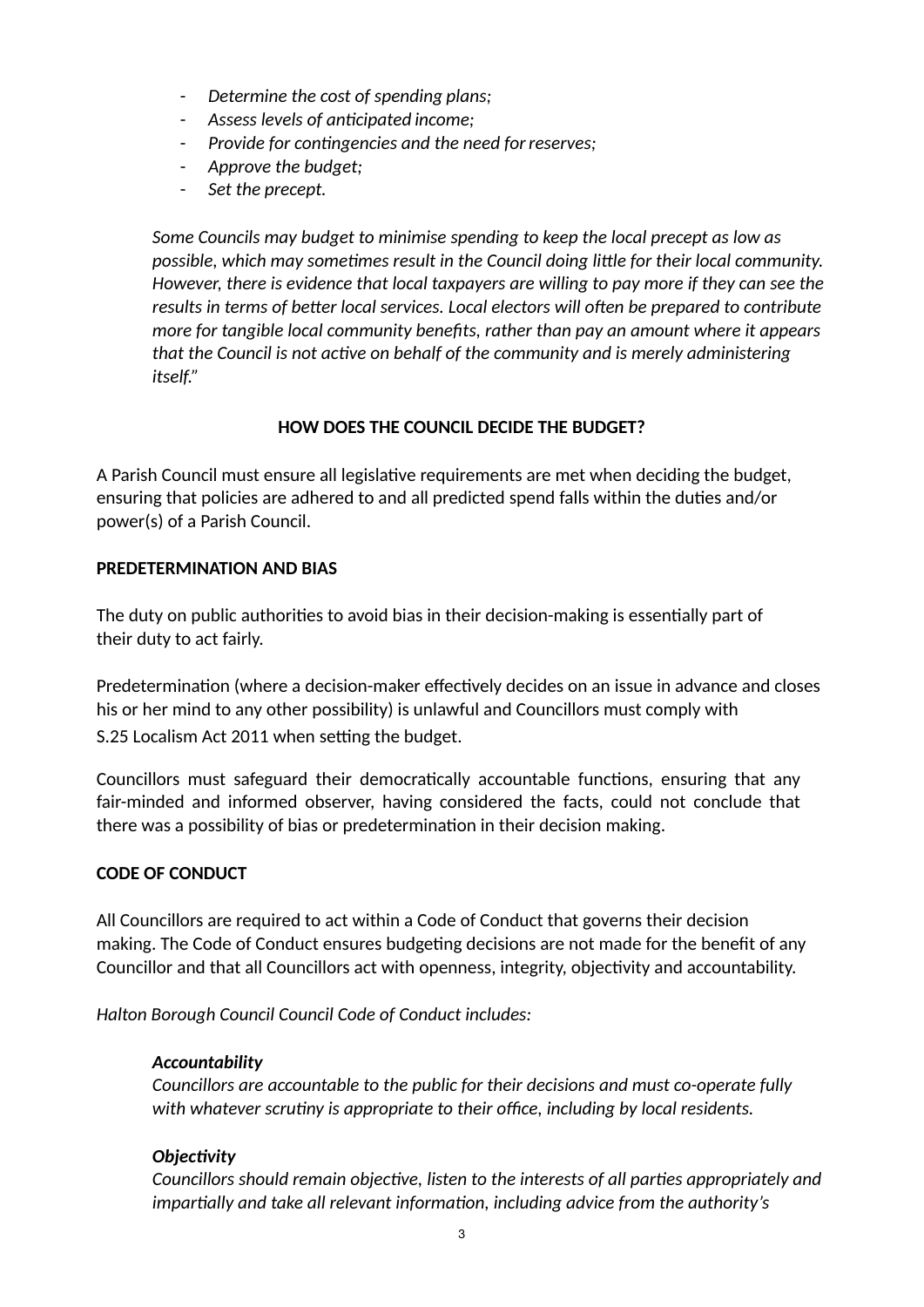- *Determine the cost of spending plans;*
- *Assess levels of anticipated income;*
- *Provide for contingencies and the need for reserves;*
- *Approve the budget;*
- *Set the precept.*

*Some Councils may budget to minimise spending to keep the local precept as low as possible, which may sometimes result in the Council doing little for their local community. However, there is evidence that local taxpayers are willing to pay more if they can see the results in terms of better local services. Local electors will often be prepared to contribute more for tangible local community benefits, rather than pay an amount where it appears that the Council is not active on behalf of the community and is merely administering itself."*

## HOW DOES THE COUNCIL DECIDE THE BUDGET?

A Parish Council must ensure all legislative requirements are met when deciding the budget, ensuring that policies are adhered to and all predicted spend falls within the duties and/or power(s) of a Parish Council.

### PREDETERMINATION AND BIAS

The duty on public authorities to avoid bias in their decision-making is essentially part of their duty to act fairly.

Predetermination (where a decision-maker effectively decides on an issue in advance and closes his or her mind to any other possibility) is unlawful and Councillors must comply with S.25 Localism Act 2011 when setting the budget.

Councillors must safeguard their democratically accountable functions, ensuring that any fair-minded and informed observer, having considered the facts, could not conclude that there was a possibility of bias or predetermination in their decision making.

### CODE OF CONDUCT

All Councillors are required to act within a Code of Conduct that governs their decision making. The Code of Conduct ensures budgeting decisions are not made for the benefit of any Councillor and that all Councillors act with openness, integrity, objectivity and accountability.

*Halton Borough Council Council Code of Conduct includes:*

***Accountability***
*Councillors are accountable to the public for their decisions and must co-operate fully with whatever scrutiny is appropriate to their office, including by local residents.*

***Objectivity***
*Councillors should remain objective, listen to the interests of all parties appropriately and impartially and take all relevant information, including advice from the authority's*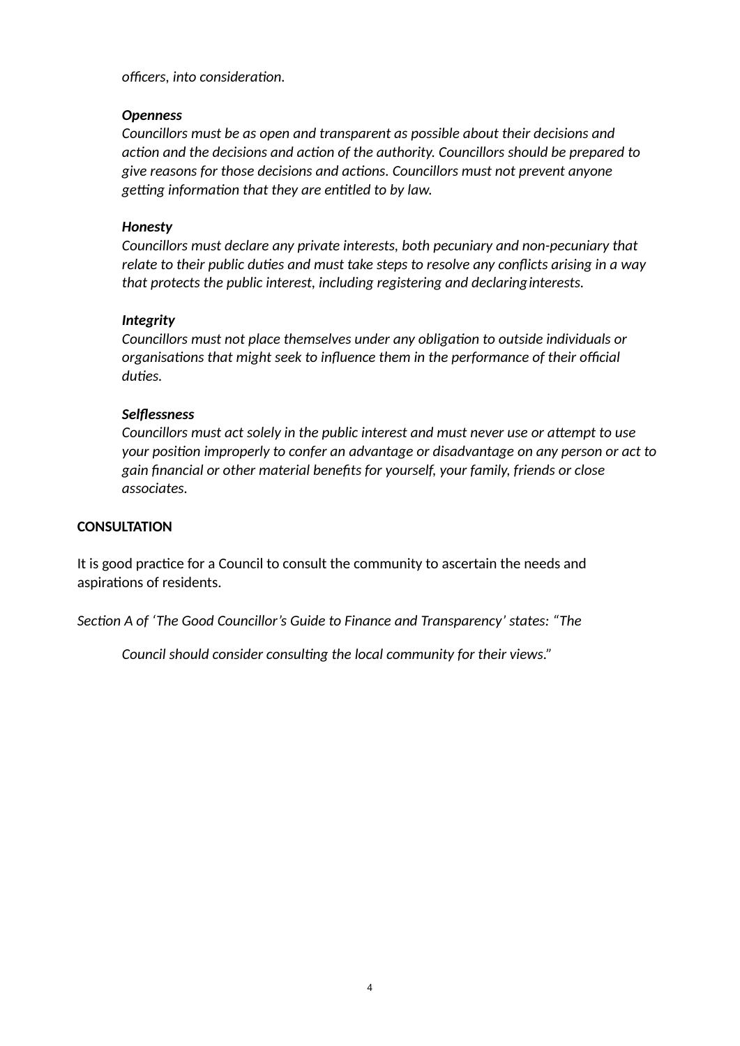*officers, into consideration.*

***Openness***
*Councillors must be as open and transparent as possible about their decisions and action and the decisions and action of the authority. Councillors should be prepared to give reasons for those decisions and actions. Councillors must not prevent anyone getting information that they are entitled to by law.*

***Honesty***
*Councillors must declare any private interests, both pecuniary and non-pecuniary that relate to their public duties and must take steps to resolve any conflicts arising in a way that protects the public interest, including registering and declaring interests.*

***Integrity***
*Councillors must not place themselves under any obligation to outside individuals or organisations that might seek to influence them in the performance of their official duties.*

***Selflessness***
*Councillors must act solely in the public interest and must never use or attempt to use your position improperly to confer an advantage or disadvantage on any person or act to gain financial or other material benefits for yourself, your family, friends or close associates.*

**CONSULTATION**

It is good practice for a Council to consult the community to ascertain the needs and aspirations of residents.

*Section A of 'The Good Councillor's Guide to Finance and Transparency' states: "The*

*Council should consider consulting the local community for their views."*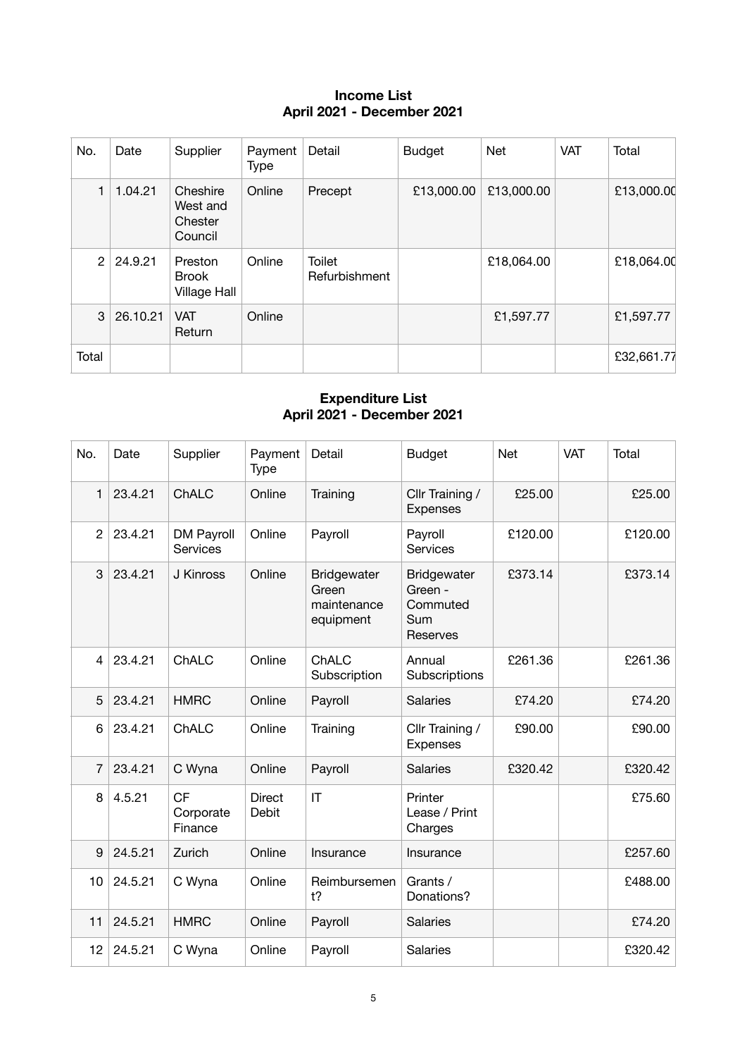**Income List**
**April 2021 - December 2021**

| No. | Date | Supplier | Payment Type | Detail | Budget | Net | VAT | Total |
|---|---|---|---|---|---|---|---|---|
| 1 | 1.04.21 | Cheshire West and Chester Council | Online | Precept | £13,000.00 | £13,000.00 | | £13,000.00 |
| 2 | 24.9.21 | Preston Brook Village Hall | Online | Toilet Refurbishment | | £18,064.00 | | £18,064.00 |
| 3 | 26.10.21 | VAT Return | Online | | | £1,597.77 | | £1,597.77 |
| Total | | | | | | | | £32,661.77 |

**Expenditure List**
**April 2021 - December 2021**

| No. | Date | Supplier | Payment Type | Detail | Budget | Net | VAT | Total |
|---|---|---|---|---|---|---|---|---|
| 1 | 23.4.21 | ChALC | Online | Training | Cllr Training / Expenses | £25.00 | | £25.00 |
| 2 | 23.4.21 | DM Payroll Services | Online | Payroll | Payroll Services | £120.00 | | £120.00 |
| 3 | 23.4.21 | J Kinross | Online | Bridgewater Green maintenance equipment | Bridgewater Green - Commuted Sum Reserves | £373.14 | | £373.14 |
| 4 | 23.4.21 | ChALC | Online | ChALC Subscription | Annual Subscriptions | £261.36 | | £261.36 |
| 5 | 23.4.21 | HMRC | Online | Payroll | Salaries | £74.20 | | £74.20 |
| 6 | 23.4.21 | ChALC | Online | Training | Cllr Training / Expenses | £90.00 | | £90.00 |
| 7 | 23.4.21 | C Wyna | Online | Payroll | Salaries | £320.42 | | £320.42 |
| 8 | 4.5.21 | CF Corporate Finance | Direct Debit | IT | Printer Lease / Print Charges | | | £75.60 |
| 9 | 24.5.21 | Zurich | Online | Insurance | Insurance | | | £257.60 |
| 10 | 24.5.21 | C Wyna | Online | Reimbursement? | Grants / Donations? | | | £488.00 |
| 11 | 24.5.21 | HMRC | Online | Payroll | Salaries | | | £74.20 |
| 12 | 24.5.21 | C Wyna | Online | Payroll | Salaries | | | £320.42 |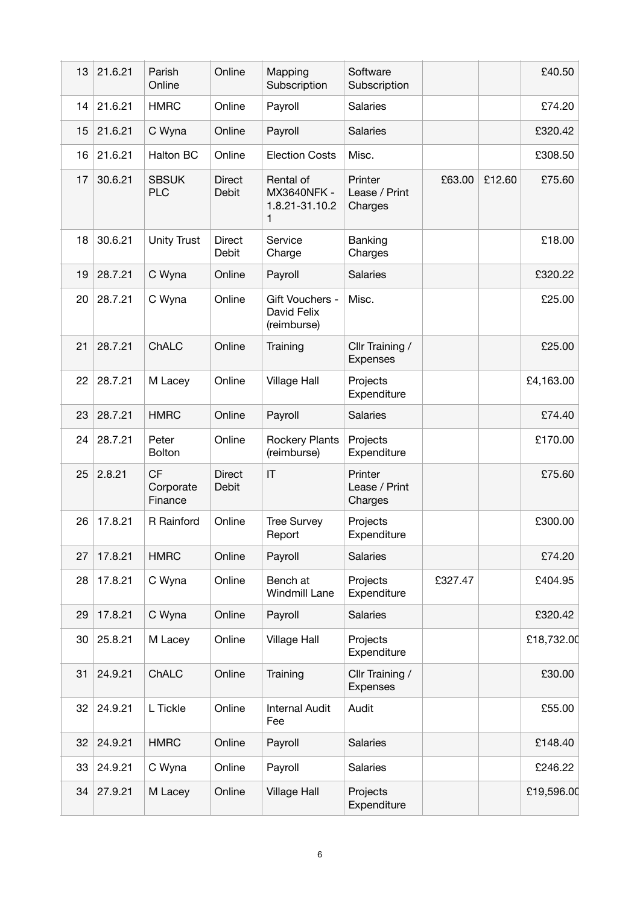| 13 | 21.6.21 | Parish Online | Online | Mapping Subscription | Software Subscription | | | £40.50 |
|---|---|---|---|---|---|---|---|---|
| 14 | 21.6.21 | HMRC | Online | Payroll | Salaries | | | £74.20 |
| 15 | 21.6.21 | C Wyna | Online | Payroll | Salaries | | | £320.42 |
| 16 | 21.6.21 | Halton BC | Online | Election Costs | Misc. | | | £308.50 |
| 17 | 30.6.21 | SBSUK PLC | Direct Debit | Rental of MX3640NFK - 1.8.21-31.10.21 | Printer Lease / Print Charges | £63.00 | £12.60 | £75.60 |
| 18 | 30.6.21 | Unity Trust | Direct Debit | Service Charge | Banking Charges | | | £18.00 |
| 19 | 28.7.21 | C Wyna | Online | Payroll | Salaries | | | £320.22 |
| 20 | 28.7.21 | C Wyna | Online | Gift Vouchers - David Felix (reimburse) | Misc. | | | £25.00 |
| 21 | 28.7.21 | ChALC | Online | Training | Cllr Training / Expenses | | | £25.00 |
| 22 | 28.7.21 | M Lacey | Online | Village Hall | Projects Expenditure | | | £4,163.00 |
| 23 | 28.7.21 | HMRC | Online | Payroll | Salaries | | | £74.40 |
| 24 | 28.7.21 | Peter Bolton | Online | Rockery Plants (reimburse) | Projects Expenditure | | | £170.00 |
| 25 | 2.8.21 | CF Corporate Finance | Direct Debit | IT | Printer Lease / Print Charges | | | £75.60 |
| 26 | 17.8.21 | R Rainford | Online | Tree Survey Report | Projects Expenditure | | | £300.00 |
| 27 | 17.8.21 | HMRC | Online | Payroll | Salaries | | | £74.20 |
| 28 | 17.8.21 | C Wyna | Online | Bench at Windmill Lane | Projects Expenditure | £327.47 | | £404.95 |
| 29 | 17.8.21 | C Wyna | Online | Payroll | Salaries | | | £320.42 |
| 30 | 25.8.21 | M Lacey | Online | Village Hall | Projects Expenditure | | | £18,732.00 |
| 31 | 24.9.21 | ChALC | Online | Training | Cllr Training / Expenses | | | £30.00 |
| 32 | 24.9.21 | L Tickle | Online | Internal Audit Fee | Audit | | | £55.00 |
| 32 | 24.9.21 | HMRC | Online | Payroll | Salaries | | | £148.40 |
| 33 | 24.9.21 | C Wyna | Online | Payroll | Salaries | | | £246.22 |
| 34 | 27.9.21 | M Lacey | Online | Village Hall | Projects Expenditure | | | £19,596.00 |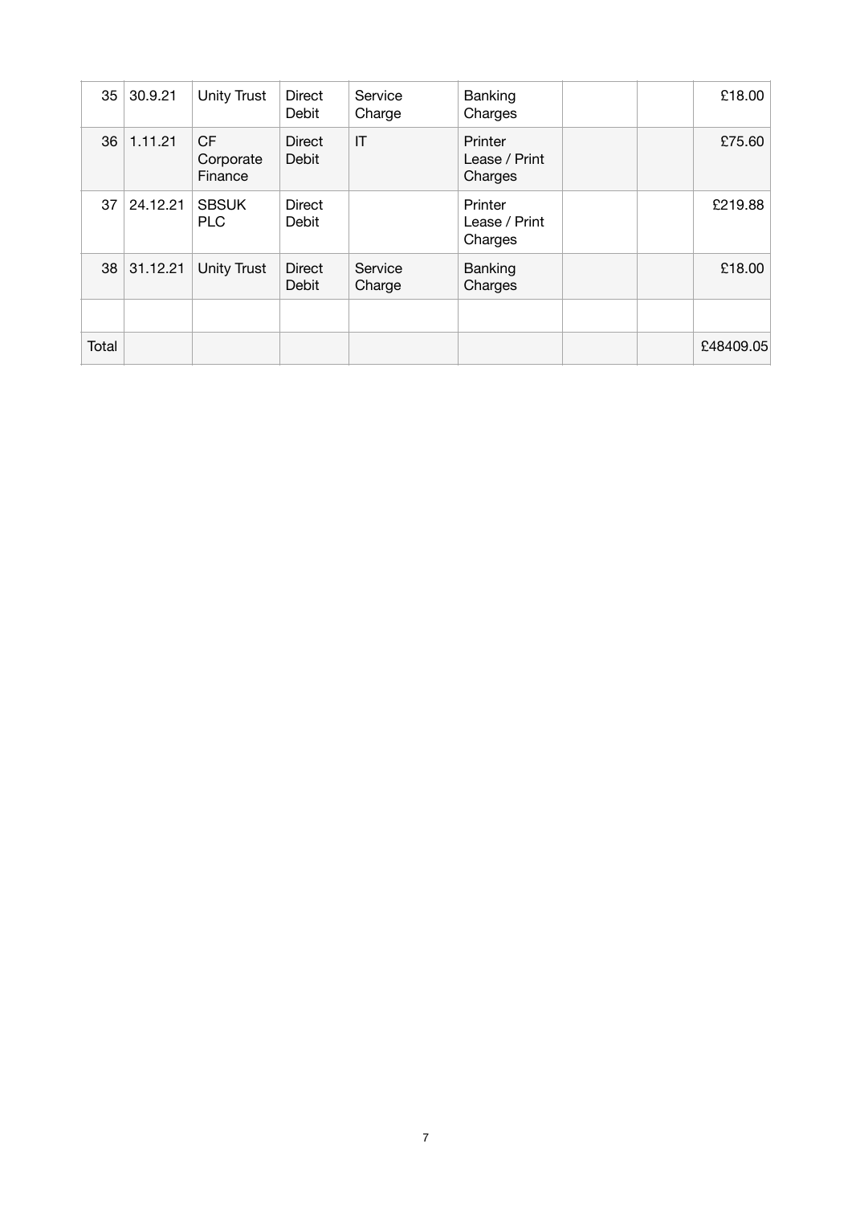| 35 | 30.9.21 | Unity Trust | Direct Debit | Service Charge | Banking Charges | | | £18.00 |
|---|---|---|---|---|---|---|---|---|
| 36 | 1.11.21 | CF Corporate Finance | Direct Debit | IT | Printer Lease / Print Charges | | | £75.60 |
| 37 | 24.12.21 | SBSUK PLC | Direct Debit | | Printer Lease / Print Charges | | | £219.88 |
| 38 | 31.12.21 | Unity Trust | Direct Debit | Service Charge | Banking Charges | | | £18.00 |
| | | | | | | | | |
| Total | | | | | | | | £48409.05 |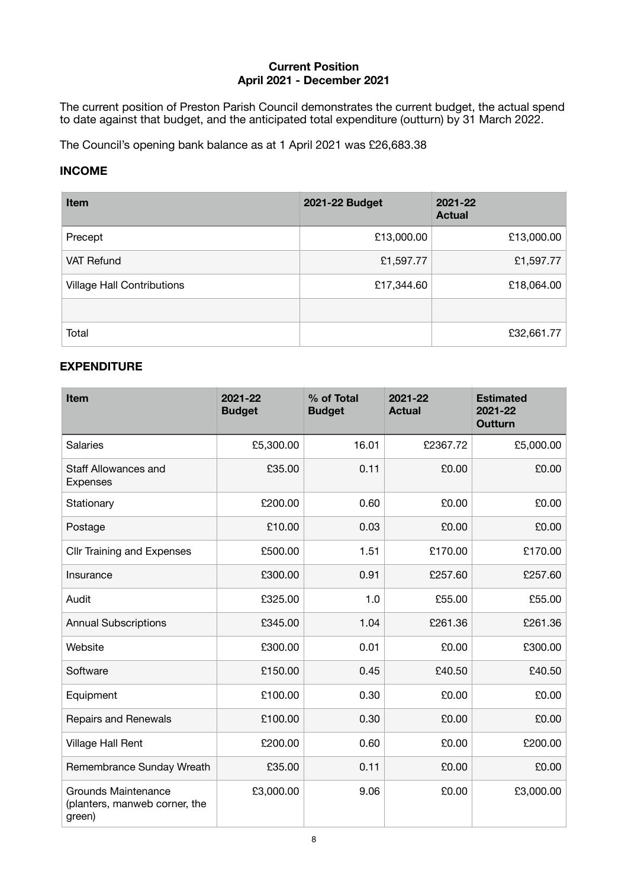**Current Position**
**April 2021 - December 2021**

The current position of Preston Parish Council demonstrates the current budget, the actual spend to date against that budget, and the anticipated total expenditure (outturn) by 31 March 2022.

The Council's opening bank balance as at 1 April 2021 was £26,683.38

## INCOME

| Item | 2021-22 Budget | 2021-22 Actual |
|---|---|---|
| Precept | £13,000.00 | £13,000.00 |
| VAT Refund | £1,597.77 | £1,597.77 |
| Village Hall Contributions | £17,344.60 | £18,064.00 |
| | | |
| Total | | £32,661.77 |

## EXPENDITURE

| Item | 2021-22 Budget | % of Total Budget | 2021-22 Actual | Estimated 2021-22 Outturn |
|---|---|---|---|---|
| Salaries | £5,300.00 | 16.01 | £2367.72 | £5,000.00 |
| Staff Allowances and Expenses | £35.00 | 0.11 | £0.00 | £0.00 |
| Stationary | £200.00 | 0.60 | £0.00 | £0.00 |
| Postage | £10.00 | 0.03 | £0.00 | £0.00 |
| Cllr Training and Expenses | £500.00 | 1.51 | £170.00 | £170.00 |
| Insurance | £300.00 | 0.91 | £257.60 | £257.60 |
| Audit | £325.00 | 1.0 | £55.00 | £55.00 |
| Annual Subscriptions | £345.00 | 1.04 | £261.36 | £261.36 |
| Website | £300.00 | 0.01 | £0.00 | £300.00 |
| Software | £150.00 | 0.45 | £40.50 | £40.50 |
| Equipment | £100.00 | 0.30 | £0.00 | £0.00 |
| Repairs and Renewals | £100.00 | 0.30 | £0.00 | £0.00 |
| Village Hall Rent | £200.00 | 0.60 | £0.00 | £200.00 |
| Remembrance Sunday Wreath | £35.00 | 0.11 | £0.00 | £0.00 |
| Grounds Maintenance (planters, manweb corner, the green) | £3,000.00 | 9.06 | £0.00 | £3,000.00 |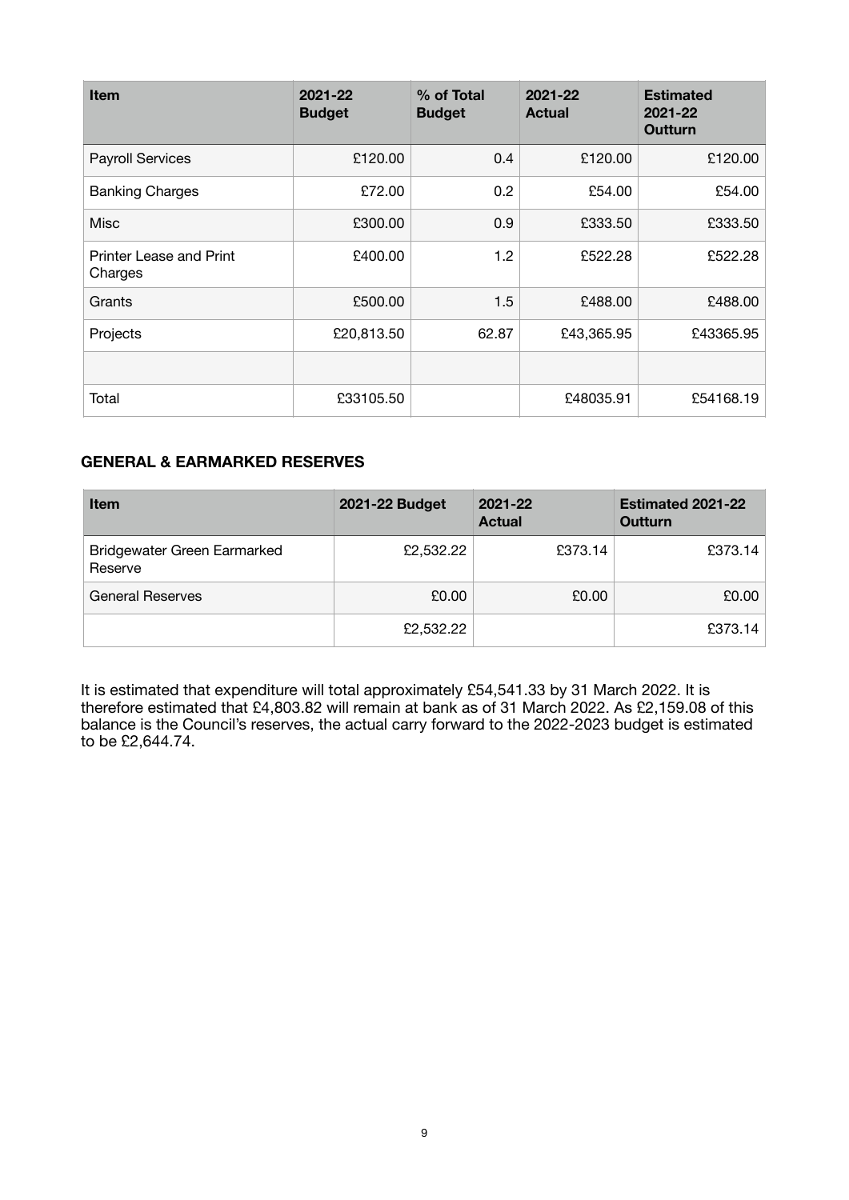| Item | 2021-22 Budget | % of Total Budget | 2021-22 Actual | Estimated 2021-22 Outturn |
|---|---|---|---|---|
| Payroll Services | £120.00 | 0.4 | £120.00 | £120.00 |
| Banking Charges | £72.00 | 0.2 | £54.00 | £54.00 |
| Misc | £300.00 | 0.9 | £333.50 | £333.50 |
| Printer Lease and Print Charges | £400.00 | 1.2 | £522.28 | £522.28 |
| Grants | £500.00 | 1.5 | £488.00 | £488.00 |
| Projects | £20,813.50 | 62.87 | £43,365.95 | £43365.95 |
| | | | | |
| Total | £33105.50 | | £48035.91 | £54168.19 |

## GENERAL & EARMARKED RESERVES

| Item | 2021-22 Budget | 2021-22 Actual | Estimated 2021-22 Outturn |
|---|---|---|---|
| Bridgewater Green Earmarked Reserve | £2,532.22 | £373.14 | £373.14 |
| General Reserves | £0.00 | £0.00 | £0.00 |
| | £2,532.22 | | £373.14 |

It is estimated that expenditure will total approximately £54,541.33 by 31 March 2022. It is therefore estimated that £4,803.82 will remain at bank as of 31 March 2022. As £2,159.08 of this balance is the Council's reserves, the actual carry forward to the 2022-2023 budget is estimated to be £2,644.74.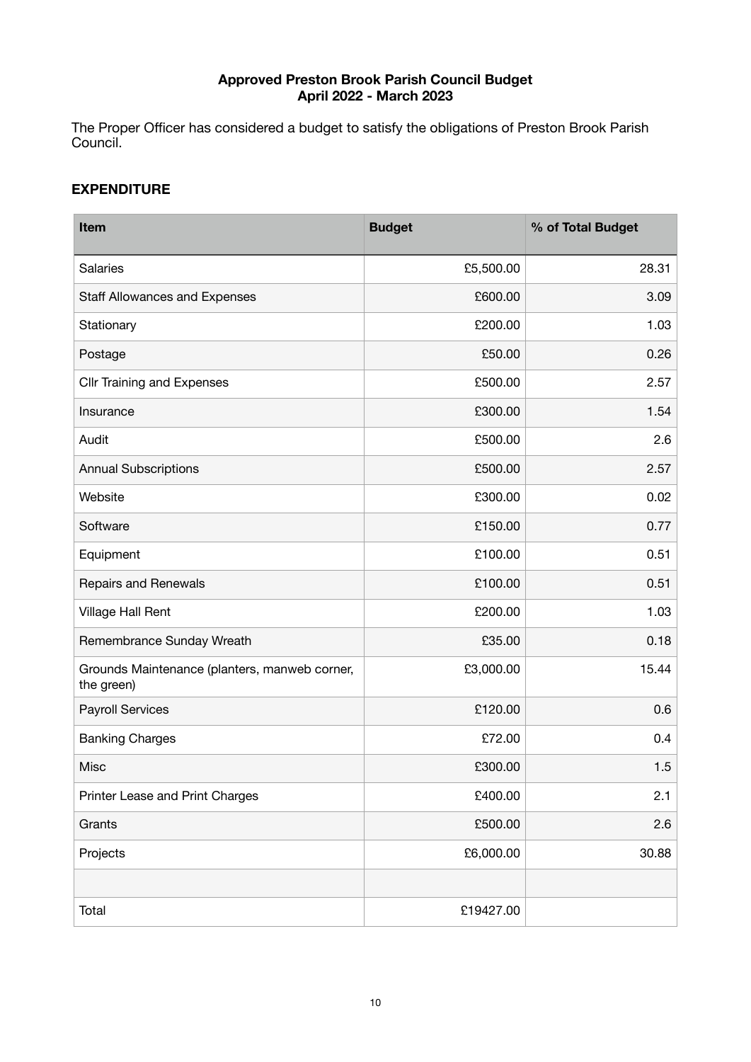**Approved Preston Brook Parish Council Budget**
**April 2022 - March 2023**

The Proper Officer has considered a budget to satisfy the obligations of Preston Brook Parish Council.

## EXPENDITURE

| Item | Budget | % of Total Budget |
|---|---:|---:|
| Salaries | £5,500.00 | 28.31 |
| Staff Allowances and Expenses | £600.00 | 3.09 |
| Stationary | £200.00 | 1.03 |
| Postage | £50.00 | 0.26 |
| Cllr Training and Expenses | £500.00 | 2.57 |
| Insurance | £300.00 | 1.54 |
| Audit | £500.00 | 2.6 |
| Annual Subscriptions | £500.00 | 2.57 |
| Website | £300.00 | 0.02 |
| Software | £150.00 | 0.77 |
| Equipment | £100.00 | 0.51 |
| Repairs and Renewals | £100.00 | 0.51 |
| Village Hall Rent | £200.00 | 1.03 |
| Remembrance Sunday Wreath | £35.00 | 0.18 |
| Grounds Maintenance (planters, manweb corner, the green) | £3,000.00 | 15.44 |
| Payroll Services | £120.00 | 0.6 |
| Banking Charges | £72.00 | 0.4 |
| Misc | £300.00 | 1.5 |
| Printer Lease and Print Charges | £400.00 | 2.1 |
| Grants | £500.00 | 2.6 |
| Projects | £6,000.00 | 30.88 |
| | | |
| Total | £19427.00 | |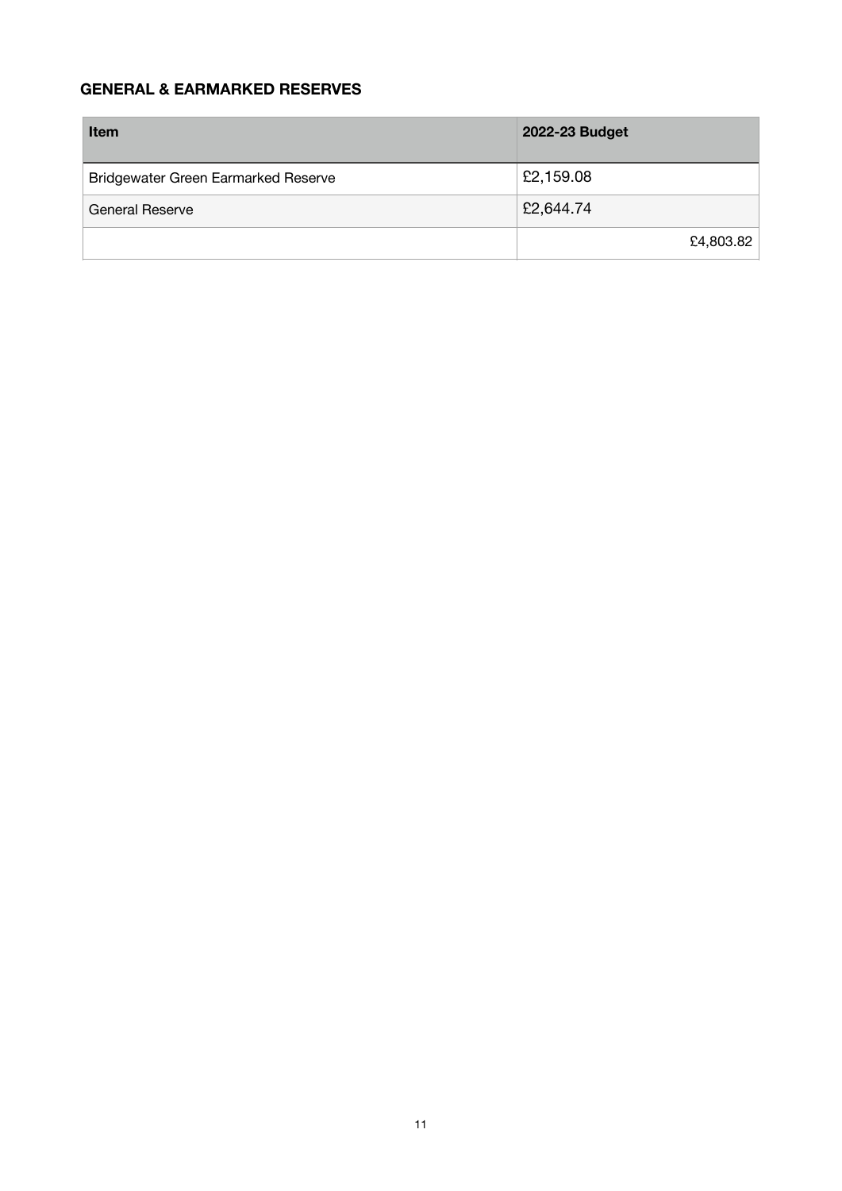**GENERAL & EARMARKED RESERVES**

| Item | 2022-23 Budget |
|---|---|
| Bridgewater Green Earmarked Reserve | £2,159.08 |
| General Reserve | £2,644.74 |
| | £4,803.82 |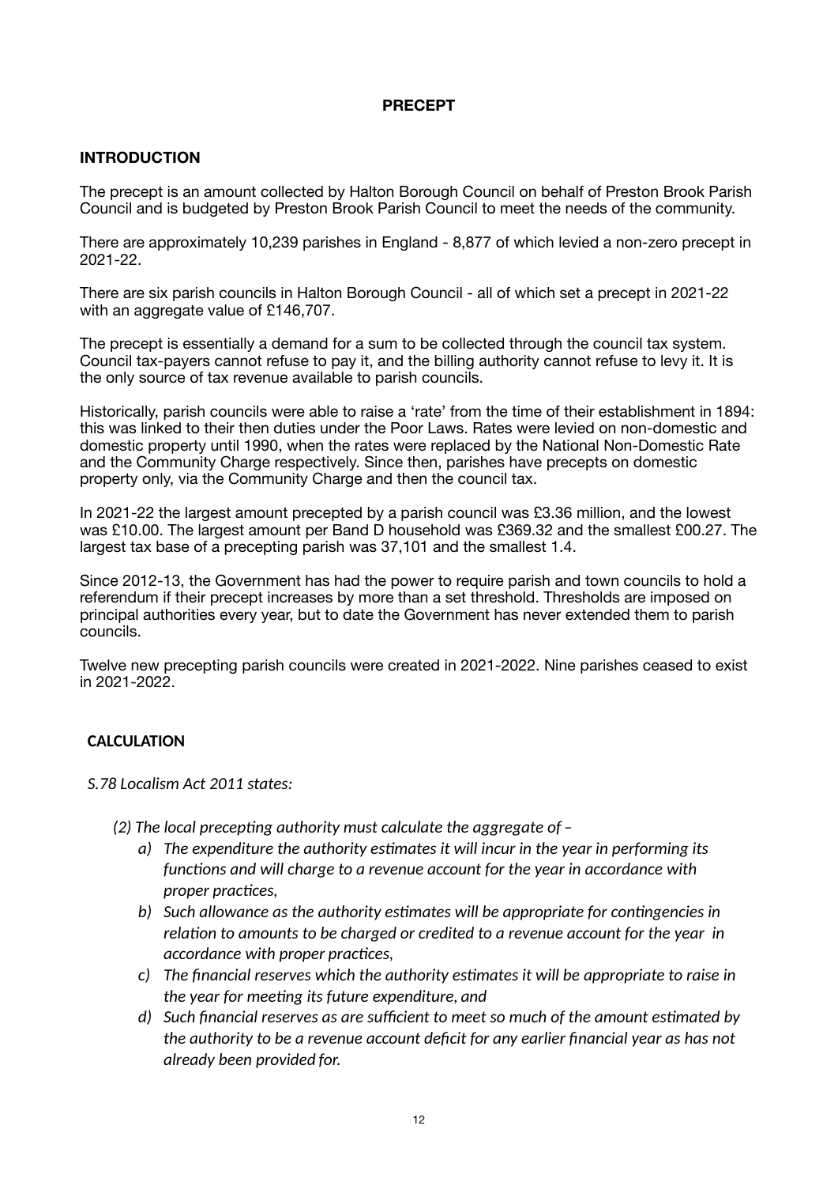# PRECEPT

## INTRODUCTION

The precept is an amount collected by Halton Borough Council on behalf of Preston Brook Parish Council and is budgeted by Preston Brook Parish Council to meet the needs of the community.

There are approximately 10,239 parishes in England - 8,877 of which levied a non-zero precept in 2021-22.

There are six parish councils in Halton Borough Council - all of which set a precept in 2021-22 with an aggregate value of £146,707.

The precept is essentially a demand for a sum to be collected through the council tax system. Council tax-payers cannot refuse to pay it, and the billing authority cannot refuse to levy it. It is the only source of tax revenue available to parish councils.

Historically, parish councils were able to raise a 'rate' from the time of their establishment in 1894: this was linked to their then duties under the Poor Laws. Rates were levied on non-domestic and domestic property until 1990, when the rates were replaced by the National Non-Domestic Rate and the Community Charge respectively. Since then, parishes have precepts on domestic property only, via the Community Charge and then the council tax.

In 2021-22 the largest amount precepted by a parish council was £3.36 million, and the lowest was £10.00. The largest amount per Band D household was £369.32 and the smallest £00.27. The largest tax base of a precepting parish was 37,101 and the smallest 1.4.

Since 2012-13, the Government has had the power to require parish and town councils to hold a referendum if their precept increases by more than a set threshold. Thresholds are imposed on principal authorities every year, but to date the Government has never extended them to parish councils.

Twelve new precepting parish councils were created in 2021-2022. Nine parishes ceased to exist in 2021-2022.

## CALCULATION

*S.78 Localism Act 2011 states:*

*(2) The local precepting authority must calculate the aggregate of –*

- *a) The expenditure the authority estimates it will incur in the year in performing its functions and will charge to a revenue account for the year in accordance with proper practices,*
- *b) Such allowance as the authority estimates will be appropriate for contingencies in relation to amounts to be charged or credited to a revenue account for the year in accordance with proper practices,*
- *c) The financial reserves which the authority estimates it will be appropriate to raise in the year for meeting its future expenditure, and*
- *d) Such financial reserves as are sufficient to meet so much of the amount estimated by the authority to be a revenue account deficit for any earlier financial year as has not already been provided for.*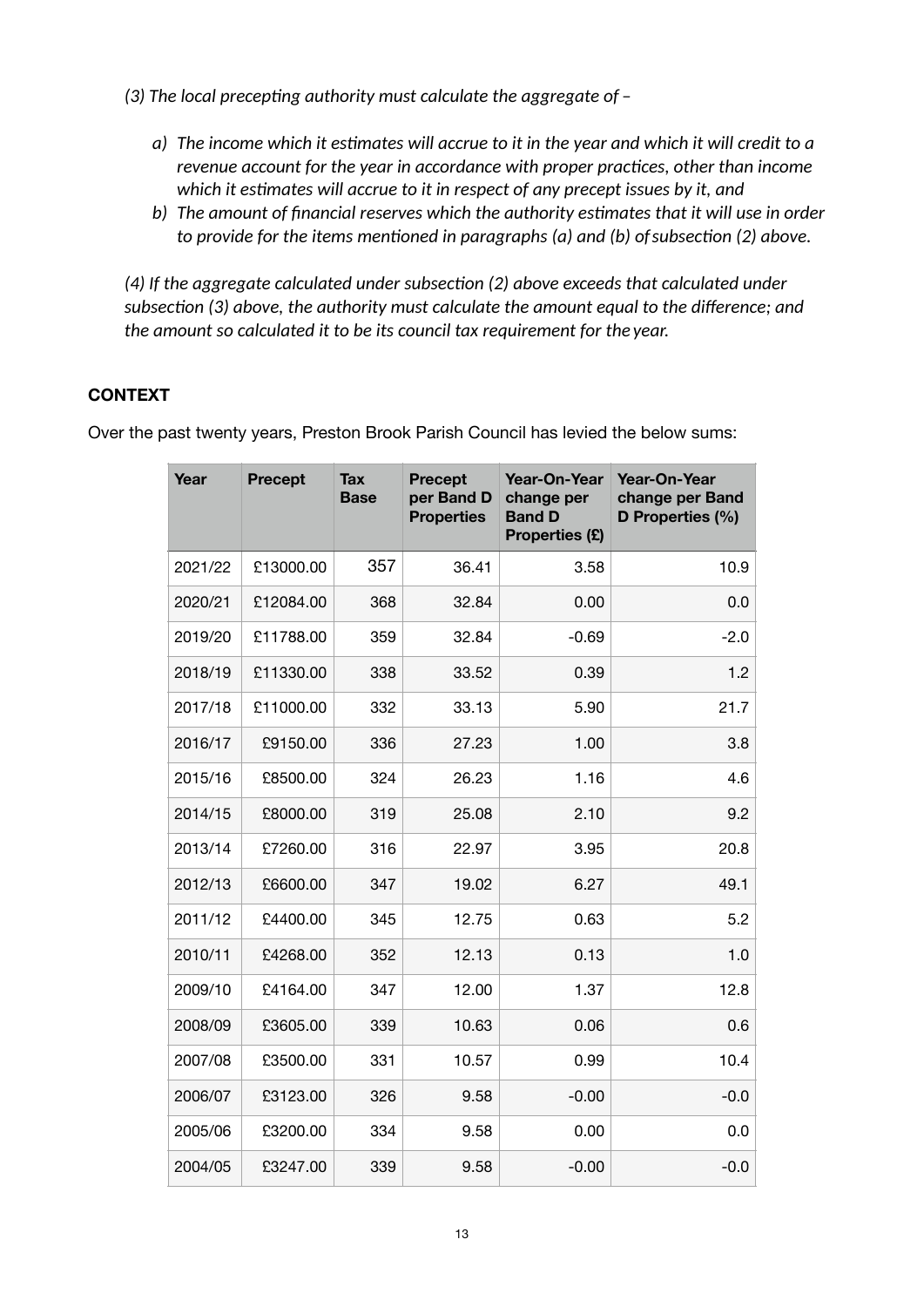*(3) The local precepting authority must calculate the aggregate of –*

*a) The income which it estimates will accrue to it in the year and which it will credit to a revenue account for the year in accordance with proper practices, other than income which it estimates will accrue to it in respect of any precept issues by it, and*

*b) The amount of financial reserves which the authority estimates that it will use in order to provide for the items mentioned in paragraphs (a) and (b) of subsection (2) above.*

*(4) If the aggregate calculated under subsection (2) above exceeds that calculated under subsection (3) above, the authority must calculate the amount equal to the difference; and the amount so calculated it to be its council tax requirement for the year.*

**CONTEXT**

Over the past twenty years, Preston Brook Parish Council has levied the below sums:

| Year | Precept | Tax Base | Precept per Band D Properties | Year-On-Year change per Band D Properties (£) | Year-On-Year change per Band D Properties (%) |
|---|---|---|---|---|---|
| 2021/22 | £13000.00 | 357 | 36.41 | 3.58 | 10.9 |
| 2020/21 | £12084.00 | 368 | 32.84 | 0.00 | 0.0 |
| 2019/20 | £11788.00 | 359 | 32.84 | -0.69 | -2.0 |
| 2018/19 | £11330.00 | 338 | 33.52 | 0.39 | 1.2 |
| 2017/18 | £11000.00 | 332 | 33.13 | 5.90 | 21.7 |
| 2016/17 | £9150.00 | 336 | 27.23 | 1.00 | 3.8 |
| 2015/16 | £8500.00 | 324 | 26.23 | 1.16 | 4.6 |
| 2014/15 | £8000.00 | 319 | 25.08 | 2.10 | 9.2 |
| 2013/14 | £7260.00 | 316 | 22.97 | 3.95 | 20.8 |
| 2012/13 | £6600.00 | 347 | 19.02 | 6.27 | 49.1 |
| 2011/12 | £4400.00 | 345 | 12.75 | 0.63 | 5.2 |
| 2010/11 | £4268.00 | 352 | 12.13 | 0.13 | 1.0 |
| 2009/10 | £4164.00 | 347 | 12.00 | 1.37 | 12.8 |
| 2008/09 | £3605.00 | 339 | 10.63 | 0.06 | 0.6 |
| 2007/08 | £3500.00 | 331 | 10.57 | 0.99 | 10.4 |
| 2006/07 | £3123.00 | 326 | 9.58 | -0.00 | -0.0 |
| 2005/06 | £3200.00 | 334 | 9.58 | 0.00 | 0.0 |
| 2004/05 | £3247.00 | 339 | 9.58 | -0.00 | -0.0 |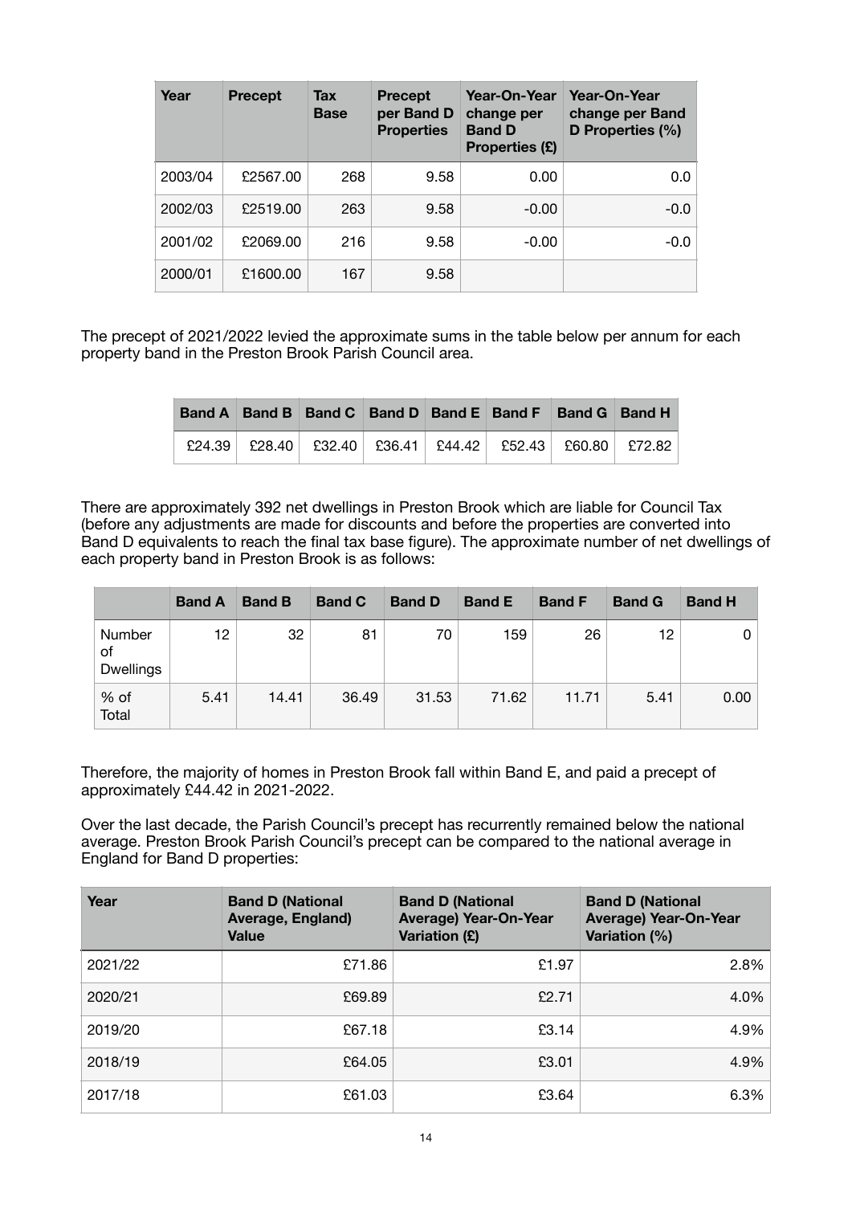| Year | Precept | Tax Base | Precept per Band D Properties | Year-On-Year change per Band D Properties (£) | Year-On-Year change per Band D Properties (%) |
|---|---|---|---|---|---|
| 2003/04 | £2567.00 | 268 | 9.58 | 0.00 | 0.0 |
| 2002/03 | £2519.00 | 263 | 9.58 | -0.00 | -0.0 |
| 2001/02 | £2069.00 | 216 | 9.58 | -0.00 | -0.0 |
| 2000/01 | £1600.00 | 167 | 9.58 | | |

The precept of 2021/2022 levied the approximate sums in the table below per annum for each property band in the Preston Brook Parish Council area.

| Band A | Band B | Band C | Band D | Band E | Band F | Band G | Band H |
|---|---|---|---|---|---|---|---|
| £24.39 | £28.40 | £32.40 | £36.41 | £44.42 | £52.43 | £60.80 | £72.82 |

There are approximately 392 net dwellings in Preston Brook which are liable for Council Tax (before any adjustments are made for discounts and before the properties are converted into Band D equivalents to reach the final tax base figure). The approximate number of net dwellings of each property band in Preston Brook is as follows:

| | Band A | Band B | Band C | Band D | Band E | Band F | Band G | Band H |
|---|---|---|---|---|---|---|---|---|
| Number of Dwellings | 12 | 32 | 81 | 70 | 159 | 26 | 12 | 0 |
| % of Total | 5.41 | 14.41 | 36.49 | 31.53 | 71.62 | 11.71 | 5.41 | 0.00 |

Therefore, the majority of homes in Preston Brook fall within Band E, and paid a precept of approximately £44.42 in 2021-2022.

Over the last decade, the Parish Council's precept has recurrently remained below the national average. Preston Brook Parish Council's precept can be compared to the national average in England for Band D properties:

| Year | Band D (National Average, England) Value | Band D (National Average) Year-On-Year Variation (£) | Band D (National Average) Year-On-Year Variation (%) |
|---|---|---|---|
| 2021/22 | £71.86 | £1.97 | 2.8% |
| 2020/21 | £69.89 | £2.71 | 4.0% |
| 2019/20 | £67.18 | £3.14 | 4.9% |
| 2018/19 | £64.05 | £3.01 | 4.9% |
| 2017/18 | £61.03 | £3.64 | 6.3% |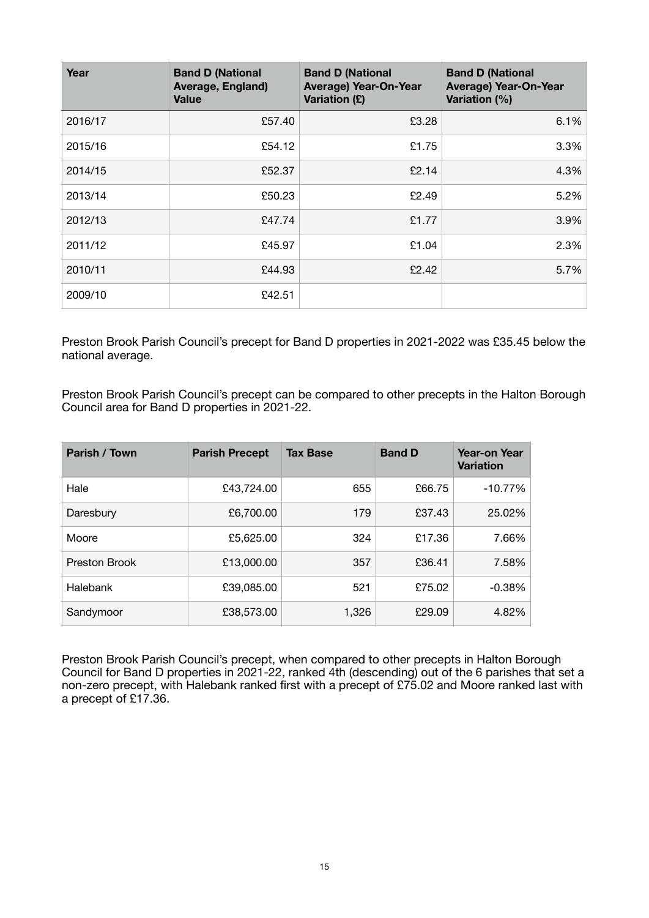| Year | Band D (National Average, England) Value | Band D (National Average) Year-On-Year Variation (£) | Band D (National Average) Year-On-Year Variation (%) |
|---|---|---|---|
| 2016/17 | £57.40 | £3.28 | 6.1% |
| 2015/16 | £54.12 | £1.75 | 3.3% |
| 2014/15 | £52.37 | £2.14 | 4.3% |
| 2013/14 | £50.23 | £2.49 | 5.2% |
| 2012/13 | £47.74 | £1.77 | 3.9% |
| 2011/12 | £45.97 | £1.04 | 2.3% |
| 2010/11 | £44.93 | £2.42 | 5.7% |
| 2009/10 | £42.51 | | |

Preston Brook Parish Council's precept for Band D properties in 2021-2022 was £35.45 below the national average.

Preston Brook Parish Council's precept can be compared to other precepts in the Halton Borough Council area for Band D properties in 2021-22.

| Parish / Town | Parish Precept | Tax Base | Band D | Year-on Year Variation |
|---|---|---|---|---|
| Hale | £43,724.00 | 655 | £66.75 | -10.77% |
| Daresbury | £6,700.00 | 179 | £37.43 | 25.02% |
| Moore | £5,625.00 | 324 | £17.36 | 7.66% |
| Preston Brook | £13,000.00 | 357 | £36.41 | 7.58% |
| Halebank | £39,085.00 | 521 | £75.02 | -0.38% |
| Sandymoor | £38,573.00 | 1,326 | £29.09 | 4.82% |

Preston Brook Parish Council's precept, when compared to other precepts in Halton Borough Council for Band D properties in 2021-22, ranked 4th (descending) out of the 6 parishes that set a non-zero precept, with Halebank ranked first with a precept of £75.02 and Moore ranked last with a precept of £17.36.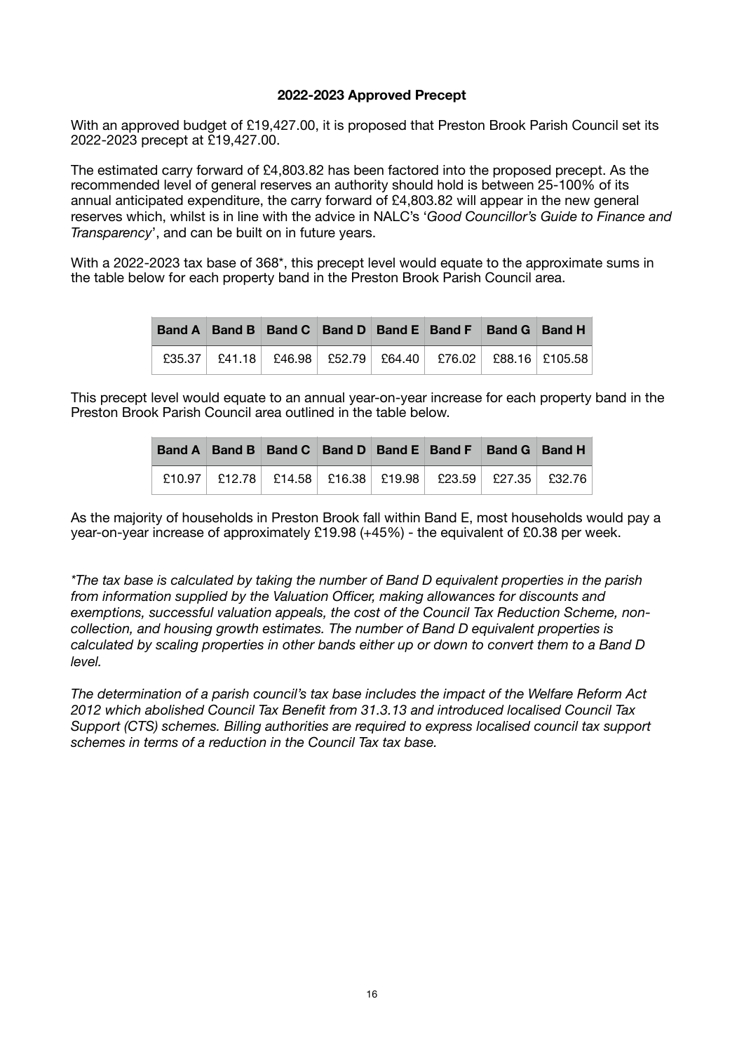## 2022-2023 Approved Precept

With an approved budget of £19,427.00, it is proposed that Preston Brook Parish Council set its 2022-2023 precept at £19,427.00.

The estimated carry forward of £4,803.82 has been factored into the proposed precept. As the recommended level of general reserves an authority should hold is between 25-100% of its annual anticipated expenditure, the carry forward of £4,803.82 will appear in the new general reserves which, whilst is in line with the advice in NALC's '*Good Councillor's Guide to Finance and Transparency*', and can be built on in future years.

With a 2022-2023 tax base of 368*, this precept level would equate to the approximate sums in the table below for each property band in the Preston Brook Parish Council area.

| Band A | Band B | Band C | Band D | Band E | Band F | Band G | Band H |
|---|---|---|---|---|---|---|---|
| £35.37 | £41.18 | £46.98 | £52.79 | £64.40 | £76.02 | £88.16 | £105.58 |

This precept level would equate to an annual year-on-year increase for each property band in the Preston Brook Parish Council area outlined in the table below.

| Band A | Band B | Band C | Band D | Band E | Band F | Band G | Band H |
|---|---|---|---|---|---|---|---|
| £10.97 | £12.78 | £14.58 | £16.38 | £19.98 | £23.59 | £27.35 | £32.76 |

As the majority of households in Preston Brook fall within Band E, most households would pay a year-on-year increase of approximately £19.98 (+45%) - the equivalent of £0.38 per week.

*\*The tax base is calculated by taking the number of Band D equivalent properties in the parish from information supplied by the Valuation Officer, making allowances for discounts and exemptions, successful valuation appeals, the cost of the Council Tax Reduction Scheme, non-collection, and housing growth estimates. The number of Band D equivalent properties is calculated by scaling properties in other bands either up or down to convert them to a Band D level.*

*The determination of a parish council's tax base includes the impact of the Welfare Reform Act 2012 which abolished Council Tax Benefit from 31.3.13 and introduced localised Council Tax Support (CTS) schemes. Billing authorities are required to express localised council tax support schemes in terms of a reduction in the Council Tax tax base.*